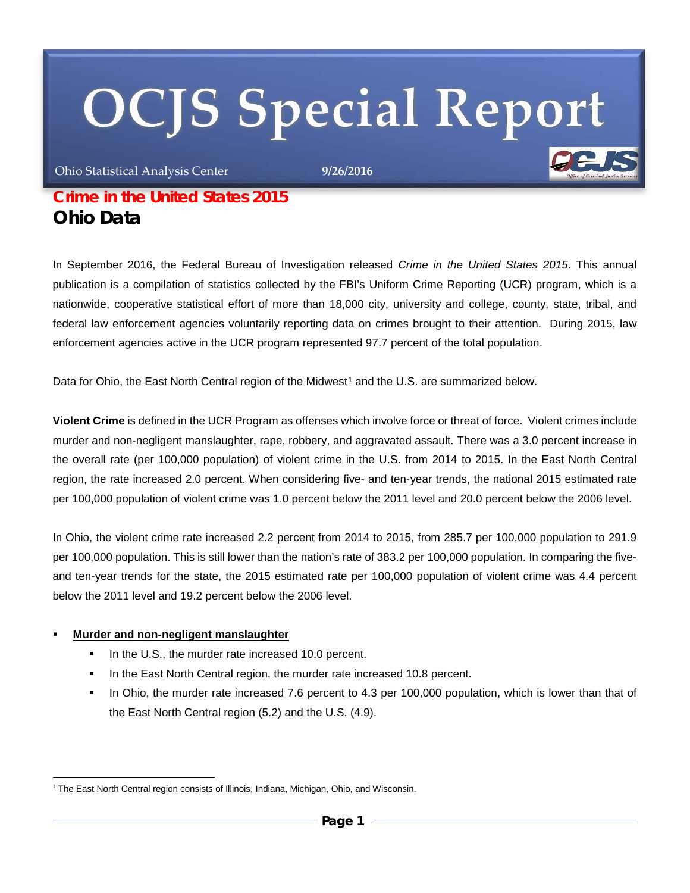# OCJS Special Report

Ohio Statistical Analysis Center 9/26/2016

## Crime in the United States 2015
## Ohio Data

In September 2016, the Federal Bureau of Investigation released *Crime in the United States 2015*. This annual publication is a compilation of statistics collected by the FBI's Uniform Crime Reporting (UCR) program, which is a nationwide, cooperative statistical effort of more than 18,000 city, university and college, county, state, tribal, and federal law enforcement agencies voluntarily reporting data on crimes brought to their attention. During 2015, law enforcement agencies active in the UCR program represented 97.7 percent of the total population.

Data for Ohio, the East North Central region of the Midwest[1] and the U.S. are summarized below.

**Violent Crime** is defined in the UCR Program as offenses which involve force or threat of force. Violent crimes include murder and non-negligent manslaughter, rape, robbery, and aggravated assault. There was a 3.0 percent increase in the overall rate (per 100,000 population) of violent crime in the U.S. from 2014 to 2015. In the East North Central region, the rate increased 2.0 percent. When considering five- and ten-year trends, the national 2015 estimated rate per 100,000 population of violent crime was 1.0 percent below the 2011 level and 20.0 percent below the 2006 level.

In Ohio, the violent crime rate increased 2.2 percent from 2014 to 2015, from 285.7 per 100,000 population to 291.9 per 100,000 population. This is still lower than the nation's rate of 383.2 per 100,000 population. In comparing the five- and ten-year trends for the state, the 2015 estimated rate per 100,000 population of violent crime was 4.4 percent below the 2011 level and 19.2 percent below the 2006 level.

- **Murder and non-negligent manslaughter**
  - In the U.S., the murder rate increased 10.0 percent.
  - In the East North Central region, the murder rate increased 10.8 percent.
  - In Ohio, the murder rate increased 7.6 percent to 4.3 per 100,000 population, which is lower than that of the East North Central region (5.2) and the U.S. (4.9).

---

[1] The East North Central region consists of Illinois, Indiana, Michigan, Ohio, and Wisconsin.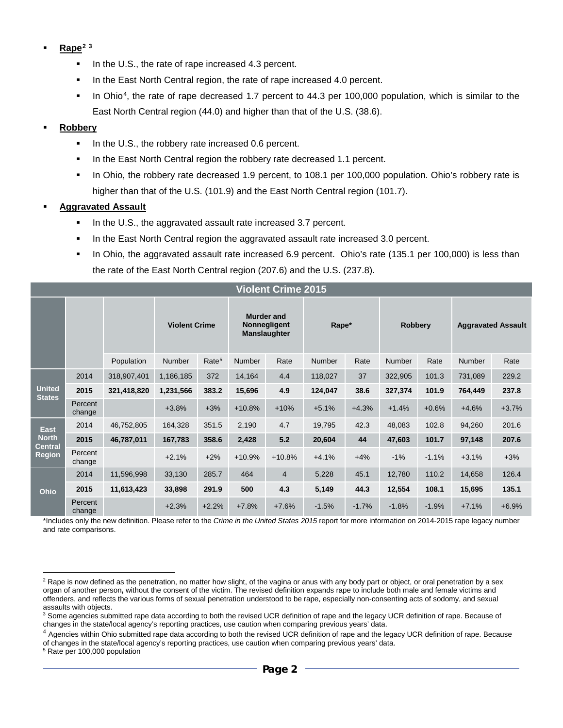- **Rape**[2 3]
  - In the U.S., the rate of rape increased 4.3 percent.
  - In the East North Central region, the rate of rape increased 4.0 percent.
  - In Ohio[4], the rate of rape decreased 1.7 percent to 44.3 per 100,000 population, which is similar to the East North Central region (44.0) and higher than that of the U.S. (38.6).
- **Robbery**
  - In the U.S., the robbery rate increased 0.6 percent.
  - In the East North Central region the robbery rate decreased 1.1 percent.
  - In Ohio, the robbery rate decreased 1.9 percent, to 108.1 per 100,000 population. Ohio's robbery rate is higher than that of the U.S. (101.9) and the East North Central region (101.7).
- **Aggravated Assault**
  - In the U.S., the aggravated assault rate increased 3.7 percent.
  - In the East North Central region the aggravated assault rate increased 3.0 percent.
  - In Ohio, the aggravated assault rate increased 6.9 percent. Ohio's rate (135.1 per 100,000) is less than the rate of the East North Central region (207.6) and the U.S. (237.8).

**Violent Crime 2015**

| | | | Violent Crime | | Murder and Nonnegligent Manslaughter | | Rape* | | Robbery | | Aggravated Assault | |
|---|---|---|---|---|---|---|---|---|---|---|---|---|
| | | Population | Number | Rate[5] | Number | Rate | Number | Rate | Number | Rate | Number | Rate |
| United States | 2014 | 318,907,401 | 1,186,185 | 372 | 14,164 | 4.4 | 118,027 | 37 | 322,905 | 101.3 | 731,089 | 229.2 |
| | **2015** | **321,418,820** | **1,231,566** | **383.2** | **15,696** | **4.9** | **124,047** | **38.6** | **327,374** | **101.9** | **764,449** | **237.8** |
| | Percent change | | +3.8% | +3% | +10.8% | +10% | +5.1% | +4.3% | +1.4% | +0.6% | +4.6% | +3.7% |
| East North Central Region | 2014 | 46,752,805 | 164,328 | 351.5 | 2,190 | 4.7 | 19,795 | 42.3 | 48,083 | 102.8 | 94,260 | 201.6 |
| | **2015** | **46,787,011** | **167,783** | **358.6** | **2,428** | **5.2** | **20,604** | **44** | **47,603** | **101.7** | **97,148** | **207.6** |
| | Percent change | | +2.1% | +2% | +10.9% | +10.8% | +4.1% | +4% | -1% | -1.1% | +3.1% | +3% |
| Ohio | 2014 | 11,596,998 | 33,130 | 285.7 | 464 | 4 | 5,228 | 45.1 | 12,780 | 110.2 | 14,658 | 126.4 |
| | **2015** | **11,613,423** | **33,898** | **291.9** | **500** | **4.3** | **5,149** | **44.3** | **12,554** | **108.1** | **15,695** | **135.1** |
| | Percent change | | +2.3% | +2.2% | +7.8% | +7.6% | -1.5% | -1.7% | -1.8% | -1.9% | +7.1% | +6.9% |

*Includes only the new definition. Please refer to the *Crime in the United States 2015* report for more information on 2014-2015 rape legacy number and rate comparisons.

[2] Rape is now defined as the penetration, no matter how slight, of the vagina or anus with any body part or object, or oral penetration by a sex organ of another person**,** without the consent of the victim. The revised definition expands rape to include both male and female victims and offenders, and reflects the various forms of sexual penetration understood to be rape, especially non-consenting acts of sodomy, and sexual assaults with objects.

[3] Some agencies submitted rape data according to both the revised UCR definition of rape and the legacy UCR definition of rape. Because of changes in the state/local agency's reporting practices, use caution when comparing previous years' data.

[4] Agencies within Ohio submitted rape data according to both the revised UCR definition of rape and the legacy UCR definition of rape. Because of changes in the state/local agency's reporting practices, use caution when comparing previous years' data.

[5] Rate per 100,000 population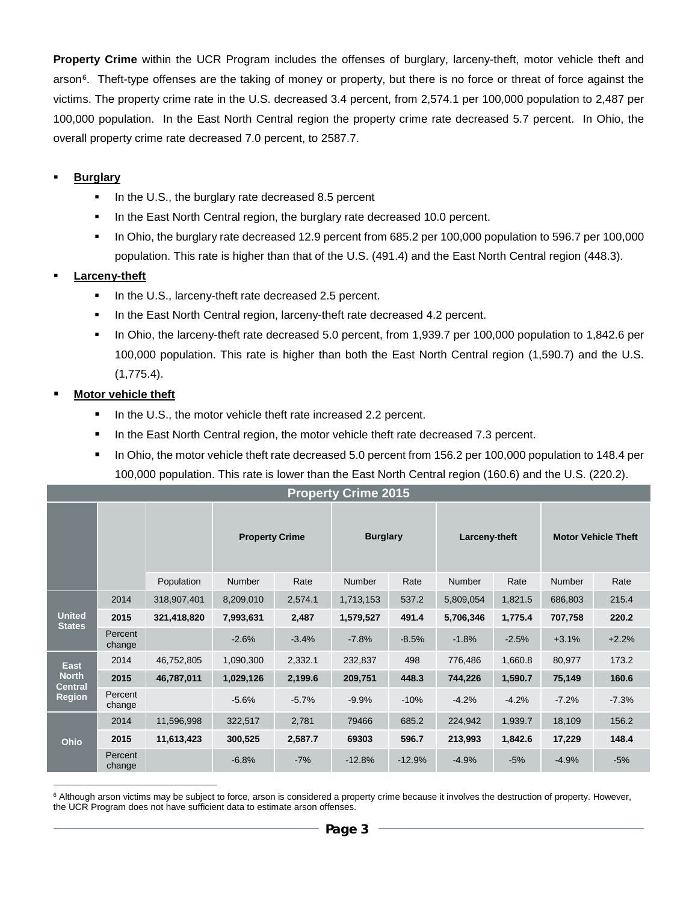**Property Crime** within the UCR Program includes the offenses of burglary, larceny-theft, motor vehicle theft and arson[6]. Theft-type offenses are the taking of money or property, but there is no force or threat of force against the victims. The property crime rate in the U.S. decreased 3.4 percent, from 2,574.1 per 100,000 population to 2,487 per 100,000 population. In the East North Central region the property crime rate decreased 5.7 percent. In Ohio, the overall property crime rate decreased 7.0 percent, to 2587.7.

- **Burglary**
  - In the U.S., the burglary rate decreased 8.5 percent
  - In the East North Central region, the burglary rate decreased 10.0 percent.
  - In Ohio, the burglary rate decreased 12.9 percent from 685.2 per 100,000 population to 596.7 per 100,000 population. This rate is higher than that of the U.S. (491.4) and the East North Central region (448.3).
- **Larceny-theft**
  - In the U.S., larceny-theft rate decreased 2.5 percent.
  - In the East North Central region, larceny-theft rate decreased 4.2 percent.
  - In Ohio, the larceny-theft rate decreased 5.0 percent, from 1,939.7 per 100,000 population to 1,842.6 per 100,000 population. This rate is higher than both the East North Central region (1,590.7) and the U.S. (1,775.4).
- **Motor vehicle theft**
  - In the U.S., the motor vehicle theft rate increased 2.2 percent.
  - In the East North Central region, the motor vehicle theft rate decreased 7.3 percent.
  - In Ohio, the motor vehicle theft rate decreased 5.0 percent from 156.2 per 100,000 population to 148.4 per 100,000 population. This rate is lower than the East North Central region (160.6) and the U.S. (220.2).

**Property Crime 2015**

| | | | Property Crime | | Burglary | | Larceny-theft | | Motor Vehicle Theft | |
|---|---|---|---|---|---|---|---|---|---|---|
| | | Population | Number | Rate | Number | Rate | Number | Rate | Number | Rate |
| **United States** | 2014 | 318,907,401 | 8,209,010 | 2,574.1 | 1,713,153 | 537.2 | 5,809,054 | 1,821.5 | 686,803 | 215.4 |
| | **2015** | **321,418,820** | **7,993,631** | **2,487** | **1,579,527** | **491.4** | **5,706,346** | **1,775.4** | **707,758** | **220.2** |
| | Percent change | | -2.6% | -3.4% | -7.8% | -8.5% | -1.8% | -2.5% | +3.1% | +2.2% |
| **East North Central Region** | 2014 | 46,752,805 | 1,090,300 | 2,332.1 | 232,837 | 498 | 776,486 | 1,660.8 | 80,977 | 173.2 |
| | **2015** | **46,787,011** | **1,029,126** | **2,199.6** | **209,751** | **448.3** | **744,226** | **1,590.7** | **75,149** | **160.6** |
| | Percent change | | -5.6% | -5.7% | -9.9% | -10% | -4.2% | -4.2% | -7.2% | -7.3% |
| **Ohio** | 2014 | 11,596,998 | 322,517 | 2,781 | 79466 | 685.2 | 224,942 | 1,939.7 | 18,109 | 156.2 |
| | **2015** | **11,613,423** | **300,525** | **2,587.7** | **69303** | **596.7** | **213,993** | **1,842.6** | **17,229** | **148.4** |
| | Percent change | | -6.8% | -7% | -12.8% | -12.9% | -4.9% | -5% | -4.9% | -5% |

[6] Although arson victims may be subject to force, arson is considered a property crime because it involves the destruction of property. However, the UCR Program does not have sufficient data to estimate arson offenses.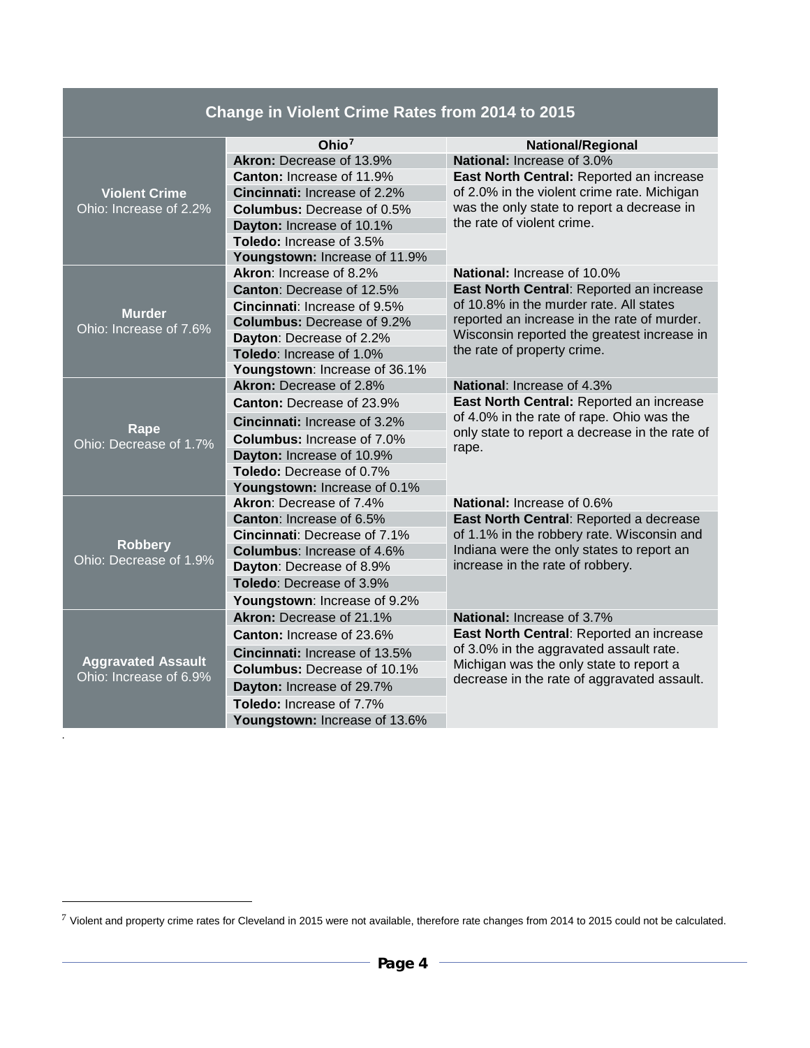| Change in Violent Crime Rates from 2014 to 2015 | | |
|---|---|---|
| | **Ohio**[7] | **National/Regional** |
| **Violent Crime** Ohio: Increase of 2.2% | **Akron:** Decrease of 13.9% | **National:** Increase of 3.0% |
| | **Canton:** Increase of 11.9% | **East North Central:** Reported an increase of 2.0% in the violent crime rate. Michigan was the only state to report a decrease in the rate of violent crime. |
| | **Cincinnati:** Increase of 2.2% | |
| | **Columbus:** Decrease of 0.5% | |
| | **Dayton:** Increase of 10.1% | |
| | **Toledo:** Increase of 3.5% | |
| | **Youngstown:** Increase of 11.9% | |
| **Murder** Ohio: Increase of 7.6% | **Akron**: Increase of 8.2% | **National:** Increase of 10.0% |
| | **Canton**: Decrease of 12.5% | **East North Central**: Reported an increase of 10.8% in the murder rate. All states reported an increase in the rate of murder. Wisconsin reported the greatest increase in the rate of property crime. |
| | **Cincinnati**: Increase of 9.5% | |
| | **Columbus:** Decrease of 9.2% | |
| | **Dayton**: Decrease of 2.2% | |
| | **Toledo**: Increase of 1.0% | |
| | **Youngstown**: Increase of 36.1% | |
| **Rape** Ohio: Decrease of 1.7% | **Akron:** Decrease of 2.8% | **National**: Increase of 4.3% |
| | **Canton:** Decrease of 23.9% | **East North Central:** Reported an increase of 4.0% in the rate of rape. Ohio was the only state to report a decrease in the rate of rape. |
| | **Cincinnati:** Increase of 3.2% | |
| | **Columbus:** Increase of 7.0% | |
| | **Dayton:** Increase of 10.9% | |
| | **Toledo:** Decrease of 0.7% | |
| | **Youngstown:** Increase of 0.1% | |
| **Robbery** Ohio: Decrease of 1.9% | **Akron**: Decrease of 7.4% | **National:** Increase of 0.6% |
| | **Canton**: Increase of 6.5% | **East North Central**: Reported a decrease of 1.1% in the robbery rate. Wisconsin and Indiana were the only states to report an increase in the rate of robbery. |
| | **Cincinnati**: Decrease of 7.1% | |
| | **Columbus**: Increase of 4.6% | |
| | **Dayton**: Decrease of 8.9% | |
| | **Toledo**: Decrease of 3.9% | |
| | **Youngstown**: Increase of 9.2% | |
| **Aggravated Assault** Ohio: Increase of 6.9% | **Akron:** Decrease of 21.1% | **National:** Increase of 3.7% |
| | **Canton:** Increase of 23.6% | **East North Central**: Reported an increase of 3.0% in the aggravated assault rate. Michigan was the only state to report a decrease in the rate of aggravated assault. |
| | **Cincinnati:** Increase of 13.5% | |
| | **Columbus:** Decrease of 10.1% | |
| | **Dayton:** Increase of 29.7% | |
| | **Toledo:** Increase of 7.7% | |
| | **Youngstown:** Increase of 13.6% | |

[7] Violent and property crime rates for Cleveland in 2015 were not available, therefore rate changes from 2014 to 2015 could not be calculated.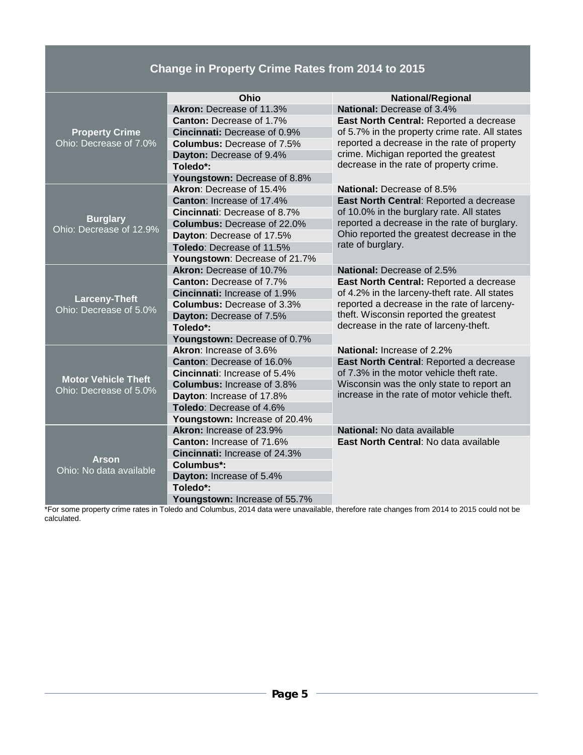## Change in Property Crime Rates from 2014 to 2015

| | Ohio | National/Regional |
|---|---|---|
| **Property Crime** Ohio: Decrease of 7.0% | **Akron:** Decrease of 11.3% | **National:** Decrease of 3.4% |
| | **Canton:** Decrease of 1.7% | **East North Central:** Reported a decrease of 5.7% in the property crime rate. All states reported a decrease in the rate of property crime. Michigan reported the greatest decrease in the rate of property crime. |
| | **Cincinnati:** Decrease of 0.9% | |
| | **Columbus:** Decrease of 7.5% | |
| | **Dayton:** Decrease of 9.4% | |
| | **Toledo*:** | |
| | **Youngstown:** Decrease of 8.8% | |
| **Burglary** Ohio: Decrease of 12.9% | **Akron**: Decrease of 15.4% | **National:** Decrease of 8.5% |
| | **Canton**: Increase of 17.4% | **East North Central**: Reported a decrease of 10.0% in the burglary rate. All states reported a decrease in the rate of burglary. Ohio reported the greatest decrease in the rate of burglary. |
| | **Cincinnati**: Decrease of 8.7% | |
| | **Columbus:** Decrease of 22.0% | |
| | **Dayton**: Decrease of 17.5% | |
| | **Toledo**: Decrease of 11.5% | |
| | **Youngstown**: Decrease of 21.7% | |
| **Larceny-Theft** Ohio: Decrease of 5.0% | **Akron:** Decrease of 10.7% | **National:** Decrease of 2.5% |
| | **Canton:** Decrease of 7.7% | **East North Central:** Reported a decrease of 4.2% in the larceny-theft rate. All states reported a decrease in the rate of larceny-theft. Wisconsin reported the greatest decrease in the rate of larceny-theft. |
| | **Cincinnati:** Increase of 1.9% | |
| | **Columbus:** Decrease of 3.3% | |
| | **Dayton:** Decrease of 7.5% | |
| | **Toledo*:** | |
| | **Youngstown:** Decrease of 0.7% | |
| **Motor Vehicle Theft** Ohio: Decrease of 5.0% | **Akron**: Increase of 3.6% | **National:** Increase of 2.2% |
| | **Canton**: Decrease of 16.0% | **East North Central**: Reported a decrease of 7.3% in the motor vehicle theft rate. Wisconsin was the only state to report an increase in the rate of motor vehicle theft. |
| | **Cincinnati**: Increase of 5.4% | |
| | **Columbus:** Increase of 3.8% | |
| | **Dayton**: Increase of 17.8% | |
| | **Toledo**: Decrease of 4.6% | |
| | **Youngstown:** Increase of 20.4% | |
| **Arson** Ohio: No data available | **Akron:** Increase of 23.9% | **National:** No data available |
| | **Canton:** Increase of 71.6% | **East North Central**: No data available |
| | **Cincinnati:** Increase of 24.3% | |
| | **Columbus*:** | |
| | **Dayton:** Increase of 5.4% | |
| | **Toledo*:** | |
| | **Youngstown:** Increase of 55.7% | |

*For some property crime rates in Toledo and Columbus, 2014 data were unavailable, therefore rate changes from 2014 to 2015 could not be calculated.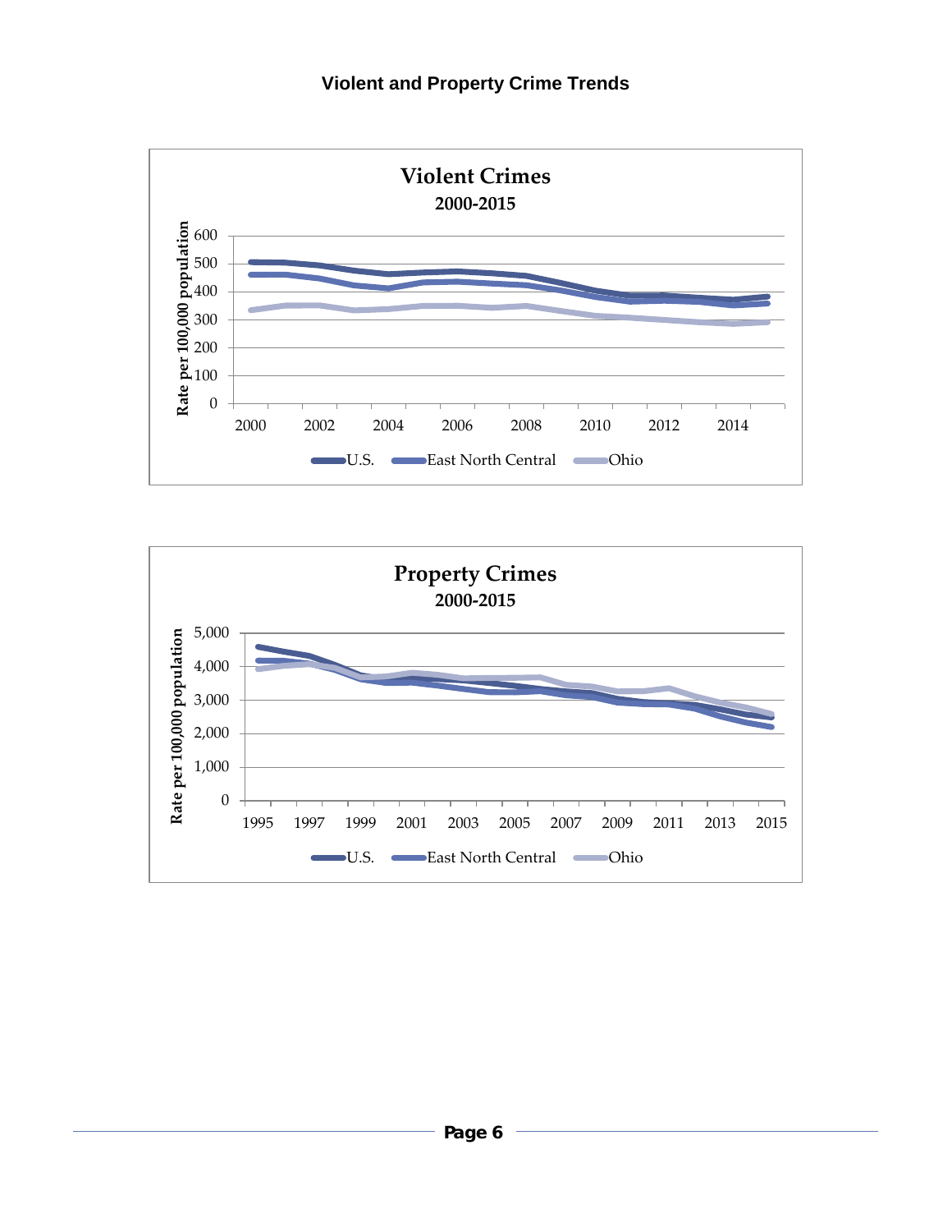# Violent and Property Crime Trends

Violent Crimes
2000-2015

Rate per 100,000 population

600
500
400
300
200
100
0

2000 2002 2004 2006 2008 2010 2012 2014

U.S. East North Central Ohio

Property Crimes
2000-2015

Rate per 100,000 population

5,000
4,000
3,000
2,000
1,000
0

1995 1997 1999 2001 2003 2005 2007 2009 2011 2013 2015

U.S. East North Central Ohio